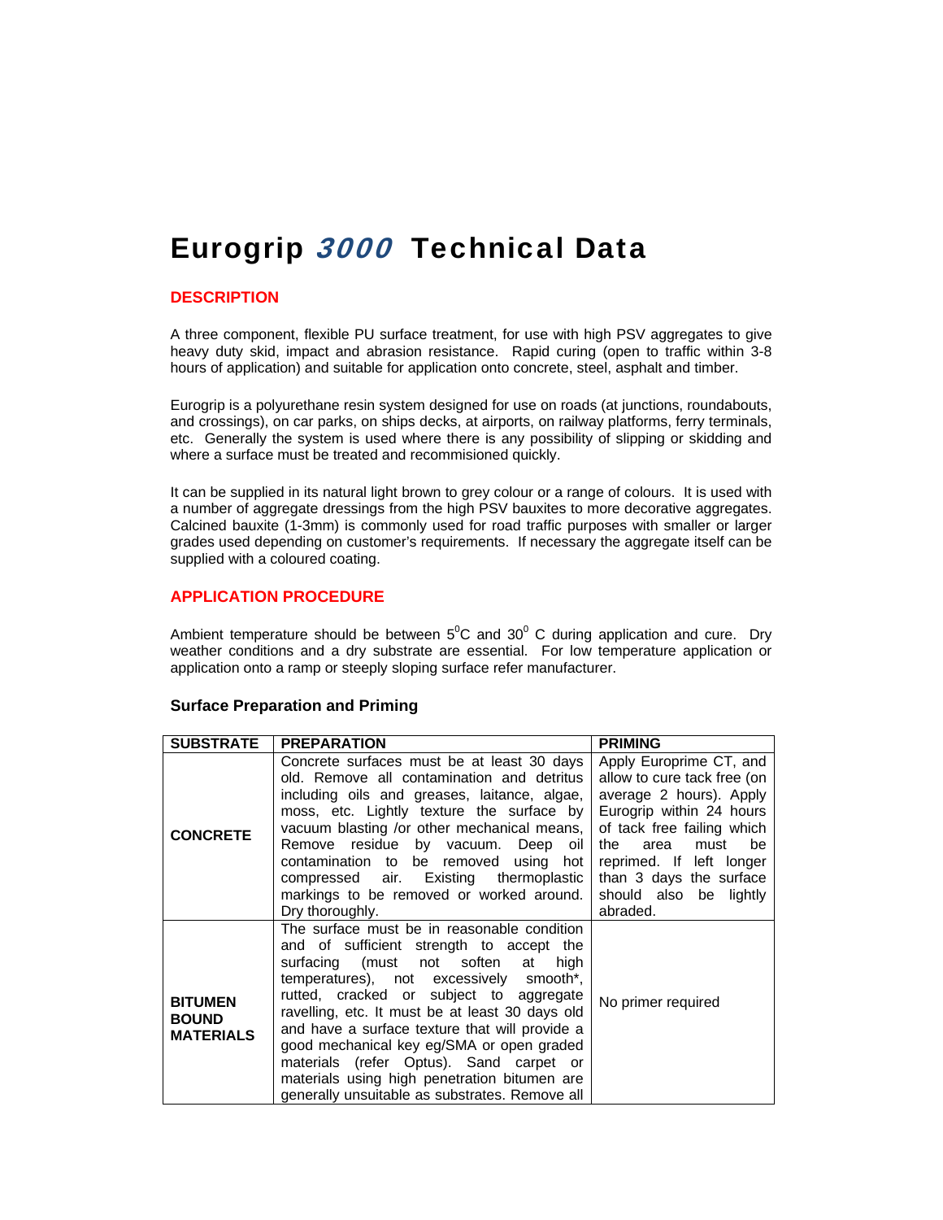# Eurogrip *3000* Technical Data

## DESCRIPTION

A three component, flexible PU surface treatment, for use with high PSV aggregates to give heavy duty skid, impact and abrasion resistance. Rapid curing (open to traffic within 3-8 hours of application) and suitable for application onto concrete, steel, asphalt and timber.

Eurogrip is a polyurethane resin system designed for use on roads (at junctions, roundabouts, and crossings), on car parks, on ships decks, at airports, on railway platforms, ferry terminals, etc. Generally the system is used where there is any possibility of slipping or skidding and where a surface must be treated and recommisioned quickly.

It can be supplied in its natural light brown to grey colour or a range of colours. It is used with a number of aggregate dressings from the high PSV bauxites to more decorative aggregates. Calcined bauxite (1-3mm) is commonly used for road traffic purposes with smaller or larger grades used depending on customer's requirements. If necessary the aggregate itself can be supplied with a coloured coating.

## APPLICATION PROCEDURE

Ambient temperature should be between $5^0$C and $30^0$ C during application and cure. Dry weather conditions and a dry substrate are essential. For low temperature application or application onto a ramp or steeply sloping surface refer manufacturer.

### Surface Preparation and Priming

| SUBSTRATE | PREPARATION | PRIMING |
|---|---|---|
| **CONCRETE** | Concrete surfaces must be at least 30 days old. Remove all contamination and detritus including oils and greases, laitance, algae, moss, etc. Lightly texture the surface by vacuum blasting /or other mechanical means, Remove residue by vacuum. Deep oil contamination to be removed using hot compressed air. Existing thermoplastic markings to be removed or worked around. Dry thoroughly. | Apply Europrime CT, and allow to cure tack free (on average 2 hours). Apply Eurogrip within 24 hours of tack free failing which the area must be reprimed. If left longer than 3 days the surface should also be lightly abraded. |
| **BITUMEN BOUND MATERIALS** | The surface must be in reasonable condition and of sufficient strength to accept the surfacing (must not soften at high temperatures), not excessively smooth*, rutted, cracked or subject to aggregate ravelling, etc. It must be at least 30 days old and have a surface texture that will provide a good mechanical key eg/SMA or open graded materials (refer Optus). Sand carpet or materials using high penetration bitumen are generally unsuitable as substrates. Remove all | No primer required |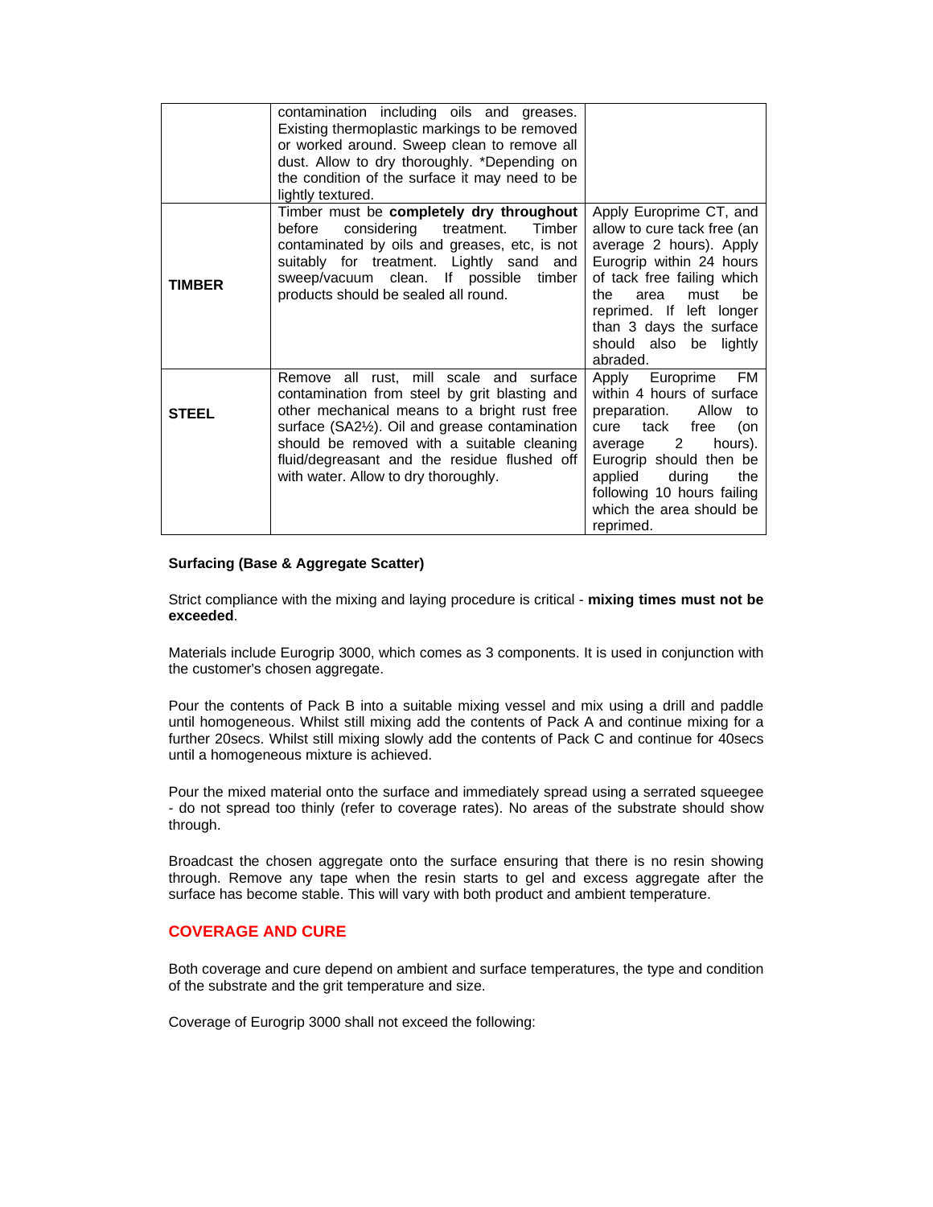| | | |
|---|---|---|
| | contamination including oils and greases. Existing thermoplastic markings to be removed or worked around. Sweep clean to remove all dust. Allow to dry thoroughly. *Depending on the condition of the surface it may need to be lightly textured. | |
| **TIMBER** | Timber must be **completely dry throughout** before considering treatment. Timber contaminated by oils and greases, etc, is not suitably for treatment. Lightly sand and sweep/vacuum clean. If possible timber products should be sealed all round. | Apply Europrime CT, and allow to cure tack free (an average 2 hours). Apply Eurogrip within 24 hours of tack free failing which the area must be reprimed. If left longer than 3 days the surface should also be lightly abraded. |
| **STEEL** | Remove all rust, mill scale and surface contamination from steel by grit blasting and other mechanical means to a bright rust free surface (SA2½). Oil and grease contamination should be removed with a suitable cleaning fluid/degreasant and the residue flushed off with water. Allow to dry thoroughly. | Apply Europrime FM within 4 hours of surface preparation. Allow to cure tack free (on average 2 hours). Eurogrip should then be applied during the following 10 hours failing which the area should be reprimed. |

**Surfacing (Base & Aggregate Scatter)**

Strict compliance with the mixing and laying procedure is critical - **mixing times must not be exceeded**.

Materials include Eurogrip 3000, which comes as 3 components. It is used in conjunction with the customer's chosen aggregate.

Pour the contents of Pack B into a suitable mixing vessel and mix using a drill and paddle until homogeneous. Whilst still mixing add the contents of Pack A and continue mixing for a further 20secs. Whilst still mixing slowly add the contents of Pack C and continue for 40secs until a homogeneous mixture is achieved.

Pour the mixed material onto the surface and immediately spread using a serrated squeegee - do not spread too thinly (refer to coverage rates). No areas of the substrate should show through.

Broadcast the chosen aggregate onto the surface ensuring that there is no resin showing through. Remove any tape when the resin starts to gel and excess aggregate after the surface has become stable. This will vary with both product and ambient temperature.

## COVERAGE AND CURE

Both coverage and cure depend on ambient and surface temperatures, the type and condition of the substrate and the grit temperature and size.

Coverage of Eurogrip 3000 shall not exceed the following: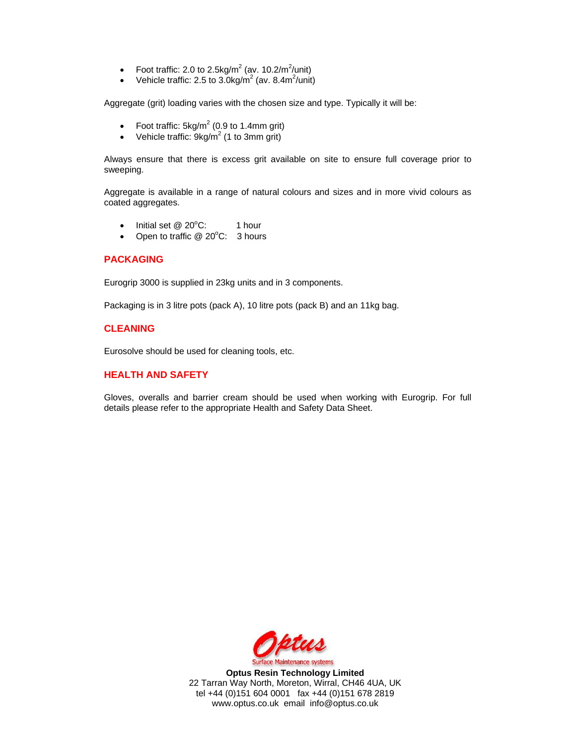- Foot traffic: 2.0 to 2.5kg/$m^2$ (av. 10.2/$m^2$/unit)
- Vehicle traffic: 2.5 to 3.0kg/$m^2$ (av. 8.4$m^2$/unit)

Aggregate (grit) loading varies with the chosen size and type. Typically it will be:

- Foot traffic: 5kg/$m^2$ (0.9 to 1.4mm grit)
- Vehicle traffic: 9kg/$m^2$ (1 to 3mm grit)

Always ensure that there is excess grit available on site to ensure full coverage prior to sweeping.

Aggregate is available in a range of natural colours and sizes and in more vivid colours as coated aggregates.

- Initial set @ 20°C: 1 hour
- Open to traffic @ 20°C: 3 hours

## PACKAGING

Eurogrip 3000 is supplied in 23kg units and in 3 components.

Packaging is in 3 litre pots (pack A), 10 litre pots (pack B) and an 11kg bag.

## CLEANING

Eurosolve should be used for cleaning tools, etc.

## HEALTH AND SAFETY

Gloves, overalls and barrier cream should be used when working with Eurogrip. For full details please refer to the appropriate Health and Safety Data Sheet.

Optus
Surface Maintenance systems

**Optus Resin Technology Limited**
22 Tarran Way North, Moreton, Wirral, CH46 4UA, UK
tel +44 (0)151 604 0001 fax +44 (0)151 678 2819
www.optus.co.uk email info@optus.co.uk